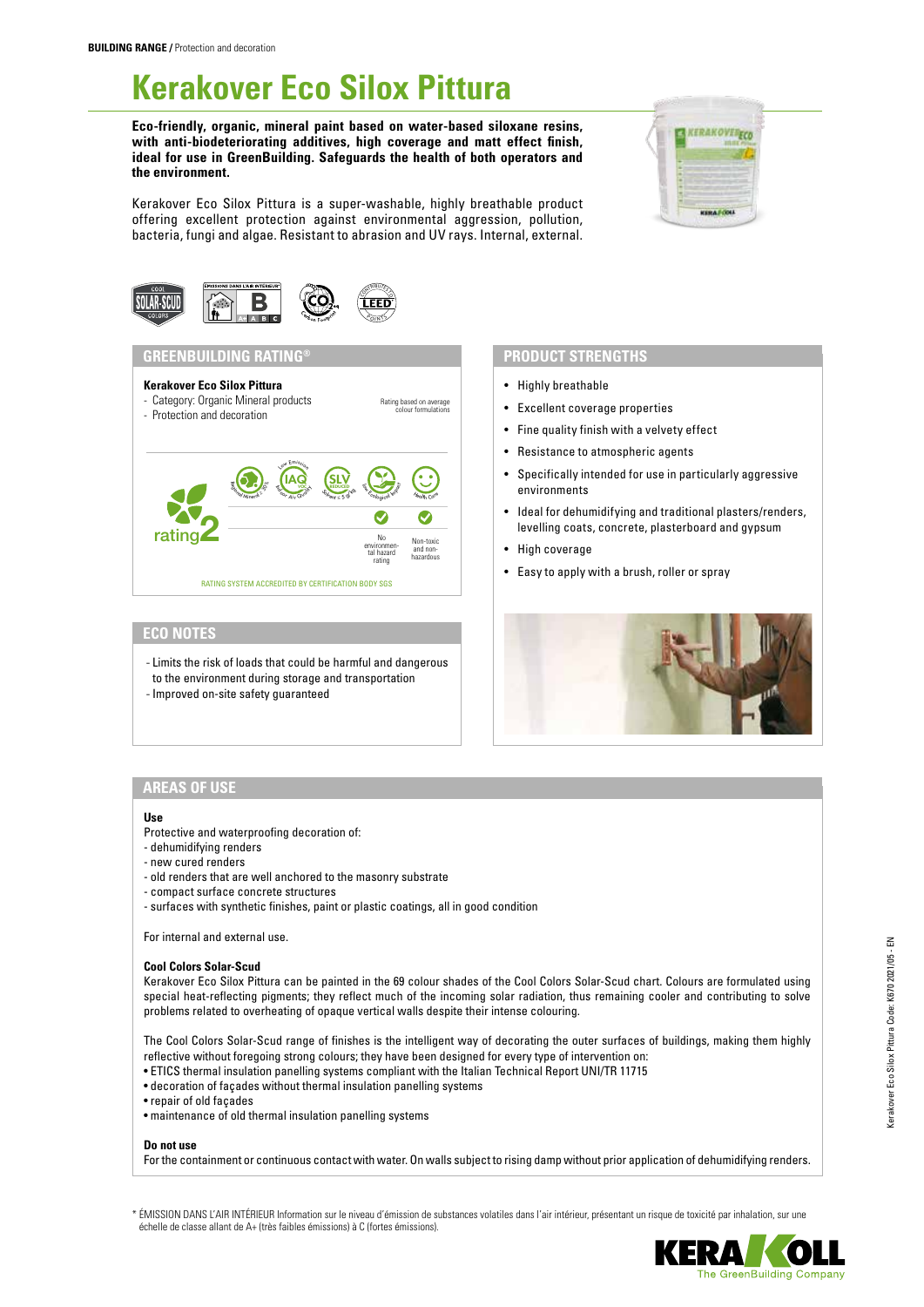**BUILDING RANGE /** Protection and decoration

# Kerakover Eco Silox Pittura

**Eco-friendly, organic, mineral paint based on water-based siloxane resins, with anti-biodeteriorating additives, high coverage and matt effect finish, ideal for use in GreenBuilding. Safeguards the health of both operators and the environment.**

Kerakover Eco Silox Pittura is a super-washable, highly breathable product offering excellent protection against environmental aggression, pollution, bacteria, fungi and algae. Resistant to abrasion and UV rays. Internal, external.

## GREENBUILDING RATING®

**Kerakover Eco Silox Pittura**
- Category: Organic Mineral products
- Protection and decoration

Rating based on average colour formulations

rating 2

Regional Mineral ≥ 30% · Low Emission IAQ VOC Indoor Air Quality · SLV Solvent ≤ 5 g/kg · Low Ecological Impact · Health Care

No environmental hazard rating · Non-toxic and non-hazardous

RATING SYSTEM ACCREDITED BY CERTIFICATION BODY SGS

## ECO NOTES

- Limits the risk of loads that could be harmful and dangerous to the environment during storage and transportation
- Improved on-site safety guaranteed

## PRODUCT STRENGTHS

- Highly breathable
- Excellent coverage properties
- Fine quality finish with a velvety effect
- Resistance to atmospheric agents
- Specifically intended for use in particularly aggressive environments
- Ideal for dehumidifying and traditional plasters/renders, levelling coats, concrete, plasterboard and gypsum
- High coverage
- Easy to apply with a brush, roller or spray

## AREAS OF USE

**Use**

Protective and waterproofing decoration of:
- dehumidifying renders
- new cured renders
- old renders that are well anchored to the masonry substrate
- compact surface concrete structures
- surfaces with synthetic finishes, paint or plastic coatings, all in good condition

For internal and external use.

**Cool Colors Solar-Scud**

Kerakover Eco Silox Pittura can be painted in the 69 colour shades of the Cool Colors Solar-Scud chart. Colours are formulated using special heat-reflecting pigments; they reflect much of the incoming solar radiation, thus remaining cooler and contributing to solve problems related to overheating of opaque vertical walls despite their intense colouring.

The Cool Colors Solar-Scud range of finishes is the intelligent way of decorating the outer surfaces of buildings, making them highly reflective without foregoing strong colours; they have been designed for every type of intervention on:
- ETICS thermal insulation panelling systems compliant with the Italian Technical Report UNI/TR 11715
- decoration of façades without thermal insulation panelling systems
- repair of old façades
- maintenance of old thermal insulation panelling systems

**Do not use**

For the containment or continuous contact with water. On walls subject to rising damp without prior application of dehumidifying renders.

\* ÉMISSION DANS L'AIR INTÉRIEUR Information sur le niveau d'émission de substances volatiles dans l'air intérieur, présentant un risque de toxicité par inhalation, sur une échelle de classe allant de A+ (très faibles émissions) à C (fortes émissions).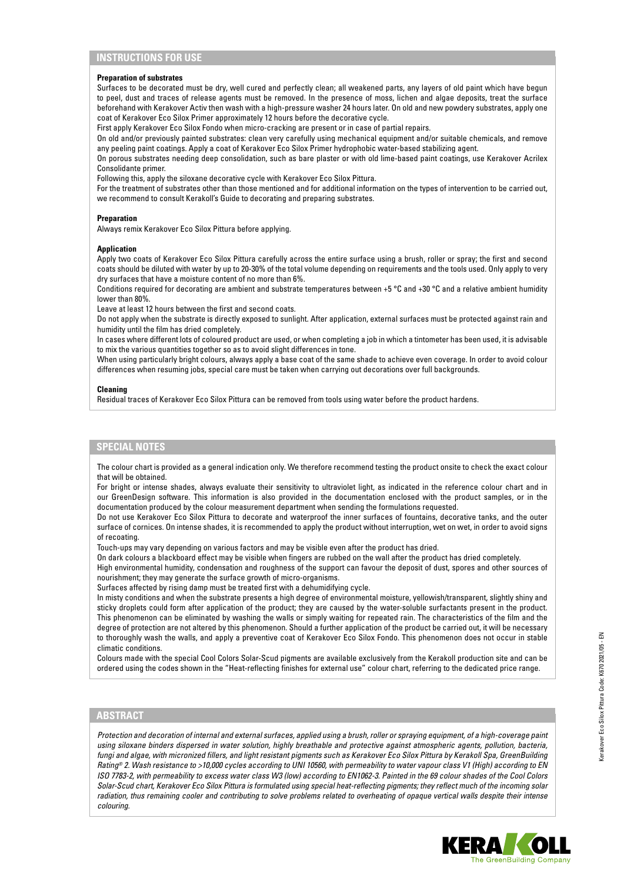## INSTRUCTIONS FOR USE

**Preparation of substrates**

Surfaces to be decorated must be dry, well cured and perfectly clean; all weakened parts, any layers of old paint which have begun to peel, dust and traces of release agents must be removed. In the presence of moss, lichen and algae deposits, treat the surface beforehand with Kerakover Activ then wash with a high-pressure washer 24 hours later. On old and new powdery substrates, apply one coat of Kerakover Eco Silox Primer approximately 12 hours before the decorative cycle.

First apply Kerakover Eco Silox Fondo when micro-cracking are present or in case of partial repairs.

On old and/or previously painted substrates: clean very carefully using mechanical equipment and/or suitable chemicals, and remove any peeling paint coatings. Apply a coat of Kerakover Eco Silox Primer hydrophobic water-based stabilizing agent.

On porous substrates needing deep consolidation, such as bare plaster or with old lime-based paint coatings, use Kerakover Acrilex Consolidante primer.

Following this, apply the siloxane decorative cycle with Kerakover Eco Silox Pittura.

For the treatment of substrates other than those mentioned and for additional information on the types of intervention to be carried out, we recommend to consult Kerakoll's Guide to decorating and preparing substrates.

**Preparation**

Always remix Kerakover Eco Silox Pittura before applying.

**Application**

Apply two coats of Kerakover Eco Silox Pittura carefully across the entire surface using a brush, roller or spray; the first and second coats should be diluted with water by up to 20-30% of the total volume depending on requirements and the tools used. Only apply to very dry surfaces that have a moisture content of no more than 6%.

Conditions required for decorating are ambient and substrate temperatures between +5 °C and +30 °C and a relative ambient humidity lower than 80%.

Leave at least 12 hours between the first and second coats.

Do not apply when the substrate is directly exposed to sunlight. After application, external surfaces must be protected against rain and humidity until the film has dried completely.

In cases where different lots of coloured product are used, or when completing a job in which a tintometer has been used, it is advisable to mix the various quantities together so as to avoid slight differences in tone.

When using particularly bright colours, always apply a base coat of the same shade to achieve even coverage. In order to avoid colour differences when resuming jobs, special care must be taken when carrying out decorations over full backgrounds.

**Cleaning**

Residual traces of Kerakover Eco Silox Pittura can be removed from tools using water before the product hardens.

## SPECIAL NOTES

The colour chart is provided as a general indication only. We therefore recommend testing the product onsite to check the exact colour that will be obtained.

For bright or intense shades, always evaluate their sensitivity to ultraviolet light, as indicated in the reference colour chart and in our GreenDesign software. This information is also provided in the documentation enclosed with the product samples, or in the documentation produced by the colour measurement department when sending the formulations requested.

Do not use Kerakover Eco Silox Pittura to decorate and waterproof the inner surfaces of fountains, decorative tanks, and the outer surface of cornices. On intense shades, it is recommended to apply the product without interruption, wet on wet, in order to avoid signs of recoating.

Touch-ups may vary depending on various factors and may be visible even after the product has dried.

On dark colours a blackboard effect may be visible when fingers are rubbed on the wall after the product has dried completely.

High environmental humidity, condensation and roughness of the support can favour the deposit of dust, spores and other sources of nourishment; they may generate the surface growth of micro-organisms.

Surfaces affected by rising damp must be treated first with a dehumidifying cycle.

In misty conditions and when the substrate presents a high degree of environmental moisture, yellowish/transparent, slightly shiny and sticky droplets could form after application of the product; they are caused by the water-soluble surfactants present in the product. This phenomenon can be eliminated by washing the walls or simply waiting for repeated rain. The characteristics of the film and the degree of protection are not altered by this phenomenon. Should a further application of the product be carried out, it will be necessary to thoroughly wash the walls, and apply a preventive coat of Kerakover Eco Silox Fondo. This phenomenon does not occur in stable climatic conditions.

Colours made with the special Cool Colors Solar-Scud pigments are available exclusively from the Kerakoll production site and can be ordered using the codes shown in the "Heat-reflecting finishes for external use" colour chart, referring to the dedicated price range.

## ABSTRACT

*Protection and decoration of internal and external surfaces, applied using a brush, roller or spraying equipment, of a high-coverage paint using siloxane binders dispersed in water solution, highly breathable and protective against atmospheric agents, pollution, bacteria, fungi and algae, with micronized fillers, and light resistant pigments such as Kerakover Eco Silox Pittura by Kerakoll Spa, GreenBuilding Rating® 2. Wash resistance to >10,000 cycles according to UNI 10560, with permeability to water vapour class V1 (High) according to EN ISO 7783-2, with permeability to excess water class W3 (low) according to EN1062-3. Painted in the 69 colour shades of the Cool Colors Solar-Scud chart, Kerakover Eco Silox Pittura is formulated using special heat-reflecting pigments; they reflect much of the incoming solar radiation, thus remaining cooler and contributing to solve problems related to overheating of opaque vertical walls despite their intense colouring.*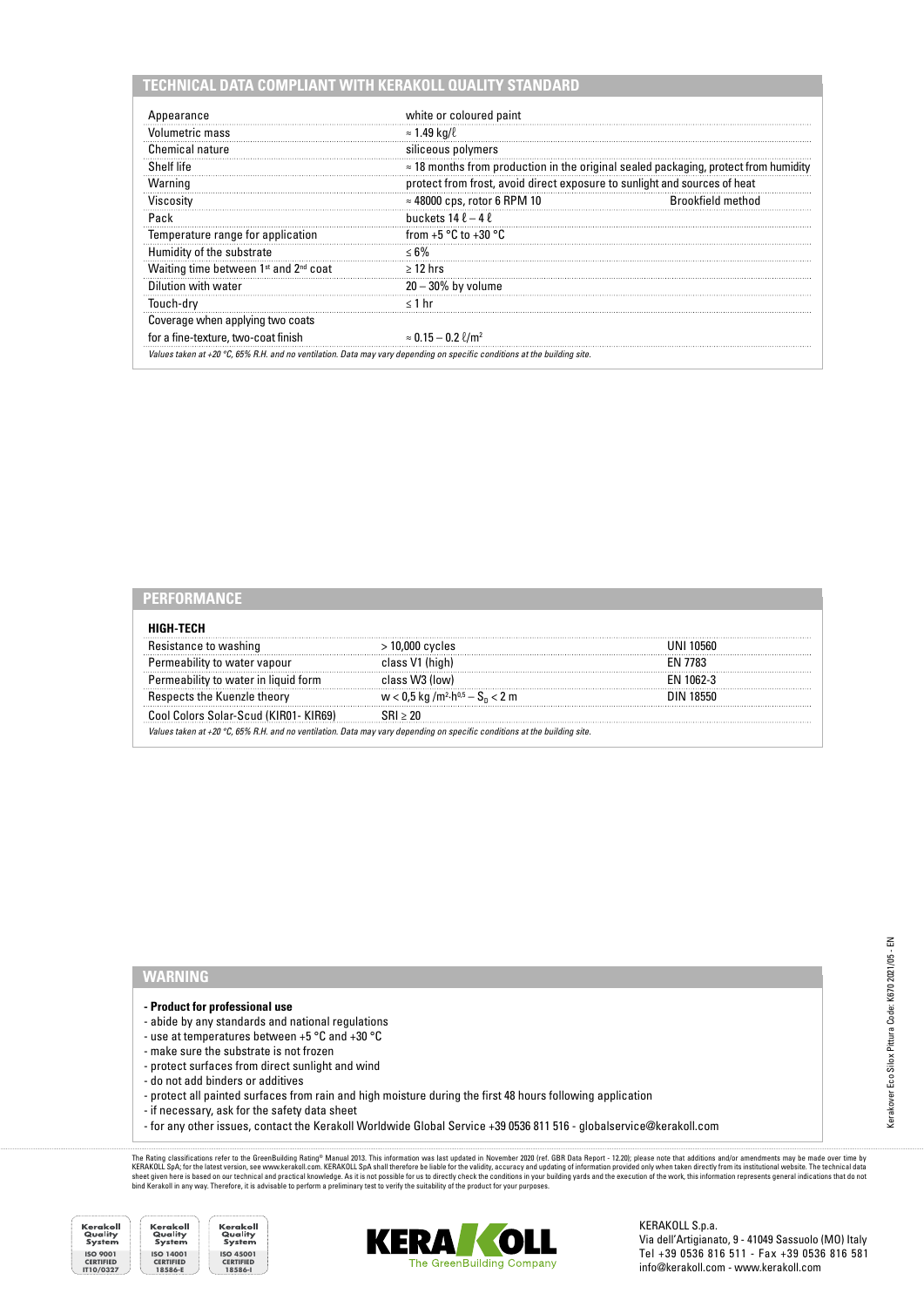## TECHNICAL DATA COMPLIANT WITH KERAKOLL QUALITY STANDARD

| | | |
|---|---|---|
| Appearance | white or coloured paint | |
| Volumetric mass | ≈ 1.49 kg/ℓ | |
| Chemical nature | siliceous polymers | |
| Shelf life | ≈ 18 months from production in the original sealed packaging, protect from humidity | |
| Warning | protect from frost, avoid direct exposure to sunlight and sources of heat | |
| Viscosity | ≈ 48000 cps, rotor 6 RPM 10 | Brookfield method |
| Pack | buckets 14 ℓ – 4 ℓ | |
| Temperature range for application | from +5 °C to +30 °C | |
| Humidity of the substrate | ≤ 6% | |
| Waiting time between 1st and 2nd coat | ≥ 12 hrs | |
| Dilution with water | 20 – 30% by volume | |
| Touch-dry | ≤ 1 hr | |
| Coverage when applying two coats for a fine-texture, two-coat finish | ≈ 0.15 – 0.2 ℓ/m² | |

*Values taken at +20 °C, 65% R.H. and no ventilation. Data may vary depending on specific conditions at the building site.*

## PERFORMANCE

| HIGH-TECH | | |
|---|---|---|
| Resistance to washing | > 10,000 cycles | UNI 10560 |
| Permeability to water vapour | class V1 (high) | EN 7783 |
| Permeability to water in liquid form | class W3 (low) | EN 1062-3 |
| Respects the Kuenzle theory | $w < 0,5$ kg /m²·h$^{0,5}$ – $S_D < 2$ m | DIN 18550 |
| Cool Colors Solar-Scud (KIR01- KIR69) | SRI ≥ 20 | |

*Values taken at +20 °C, 65% R.H. and no ventilation. Data may vary depending on specific conditions at the building site.*

## WARNING

- **Product for professional use**
- abide by any standards and national regulations
- use at temperatures between +5 °C and +30 °C
- make sure the substrate is not frozen
- protect surfaces from direct sunlight and wind
- do not add binders or additives
- protect all painted surfaces from rain and high moisture during the first 48 hours following application
- if necessary, ask for the safety data sheet
- for any other issues, contact the Kerakoll Worldwide Global Service +39 0536 811 516 - globalservice@kerakoll.com

The Rating classifications refer to the GreenBuilding Rating® Manual 2013. This information was last updated in November 2020 (ref. GBR Data Report - 12.20); please note that additions and/or amendments may be made over time by KERAKOLL SpA; for the latest version, see www.kerakoll.com. KERAKOLL SpA shall therefore be liable for the validity, accuracy and updating of information provided only when taken directly from its institutional website. The technical data sheet given here is based on our technical and practical knowledge. As it is not possible for us to directly check the conditions in your building yards and the execution of the work, this information represents general indications that do not bind Kerakoll in any way. Therefore, it is advisable to perform a preliminary test to verify the suitability of the product for your purposes.

Kerakoll Quality System ISO 9001 CERTIFIED IT10/0327

Kerakoll Quality System ISO 14001 CERTIFIED 18586-E

Kerakoll Quality System ISO 45001 CERTIFIED 18586-I

KERAKOLL The GreenBuilding Company

KERAKOLL S.p.a.
Via dell'Artigianato, 9 - 41049 Sassuolo (MO) Italy
Tel +39 0536 816 511 - Fax +39 0536 816 581
info@kerakoll.com - www.kerakoll.com

Kerakover Eco Silox Pittura Code: K670 2021/05 - EN